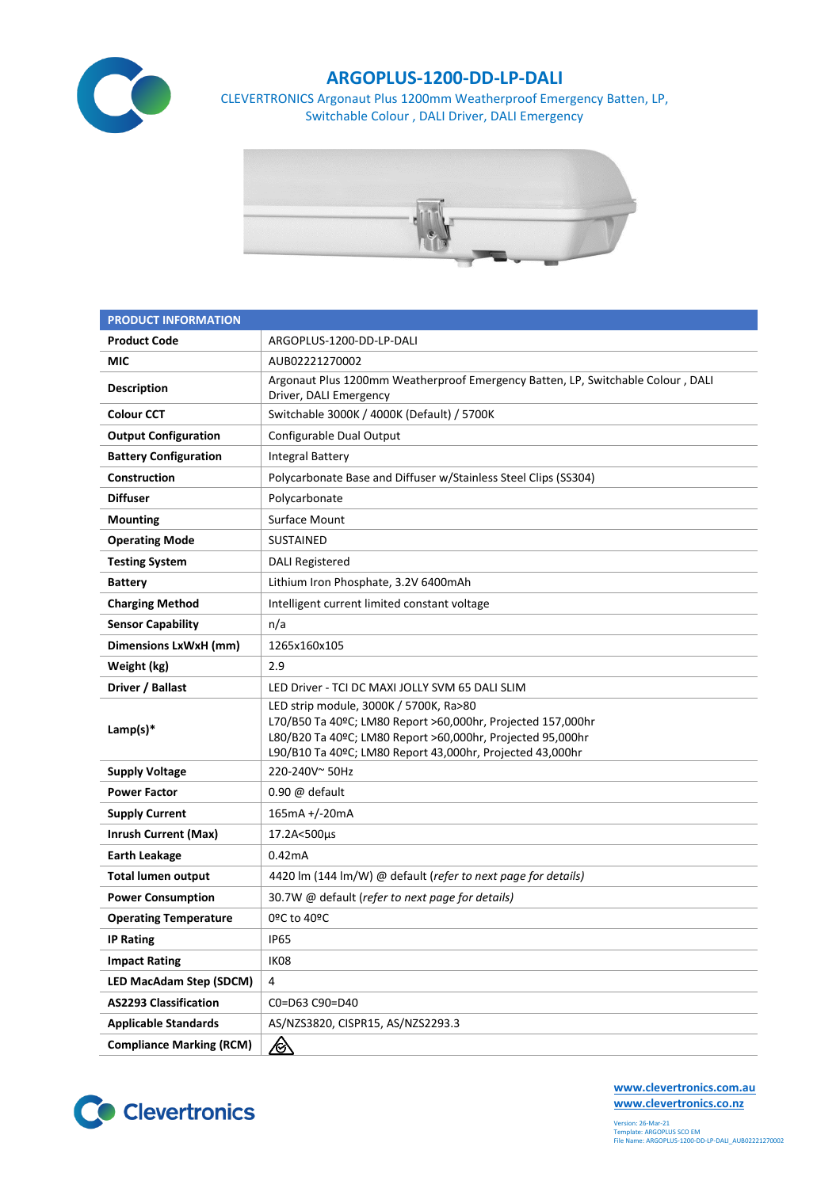# ARGOPLUS-1200-DD-LP-DALI

CLEVERTRONICS Argonaut Plus 1200mm Weatherproof Emergency Batten, LP, Switchable Colour , DALI Driver, DALI Emergency

| PRODUCT INFORMATION | |
|---|---|
| **Product Code** | ARGOPLUS-1200-DD-LP-DALI |
| **MIC** | AUB02221270002 |
| **Description** | Argonaut Plus 1200mm Weatherproof Emergency Batten, LP, Switchable Colour , DALI Driver, DALI Emergency |
| **Colour CCT** | Switchable 3000K / 4000K (Default) / 5700K |
| **Output Configuration** | Configurable Dual Output |
| **Battery Configuration** | Integral Battery |
| **Construction** | Polycarbonate Base and Diffuser w/Stainless Steel Clips (SS304) |
| **Diffuser** | Polycarbonate |
| **Mounting** | Surface Mount |
| **Operating Mode** | SUSTAINED |
| **Testing System** | DALI Registered |
| **Battery** | Lithium Iron Phosphate, 3.2V 6400mAh |
| **Charging Method** | Intelligent current limited constant voltage |
| **Sensor Capability** | n/a |
| **Dimensions LxWxH (mm)** | 1265x160x105 |
| **Weight (kg)** | 2.9 |
| **Driver / Ballast** | LED Driver - TCI DC MAXI JOLLY SVM 65 DALI SLIM |
| **Lamp(s)*** | LED strip module, 3000K / 5700K, Ra>80<br>L70/B50 Ta 40ºC; LM80 Report >60,000hr, Projected 157,000hr<br>L80/B20 Ta 40ºC; LM80 Report >60,000hr, Projected 95,000hr<br>L90/B10 Ta 40ºC; LM80 Report 43,000hr, Projected 43,000hr |
| **Supply Voltage** | 220-240V~ 50Hz |
| **Power Factor** | 0.90 @ default |
| **Supply Current** | 165mA +/-20mA |
| **Inrush Current (Max)** | 17.2A<500µs |
| **Earth Leakage** | 0.42mA |
| **Total lumen output** | 4420 lm (144 lm/W) @ default (*refer to next page for details)* |
| **Power Consumption** | 30.7W @ default (*refer to next page for details)* |
| **Operating Temperature** | 0ºC to 40ºC |
| **IP Rating** | IP65 |
| **Impact Rating** | IK08 |
| **LED MacAdam Step (SDCM)** | 4 |
| **AS2293 Classification** | C0=D63 C90=D40 |
| **Applicable Standards** | AS/NZS3820, CISPR15, AS/NZS2293.3 |
| **Compliance Marking (RCM)** | |

www.clevertronics.com.au
www.clevertronics.co.nz

Version: 26-Mar-21
Template: ARGOPLUS SCO EM
File Name: ARGOPLUS-1200-DD-LP-DALI_AUB02221270002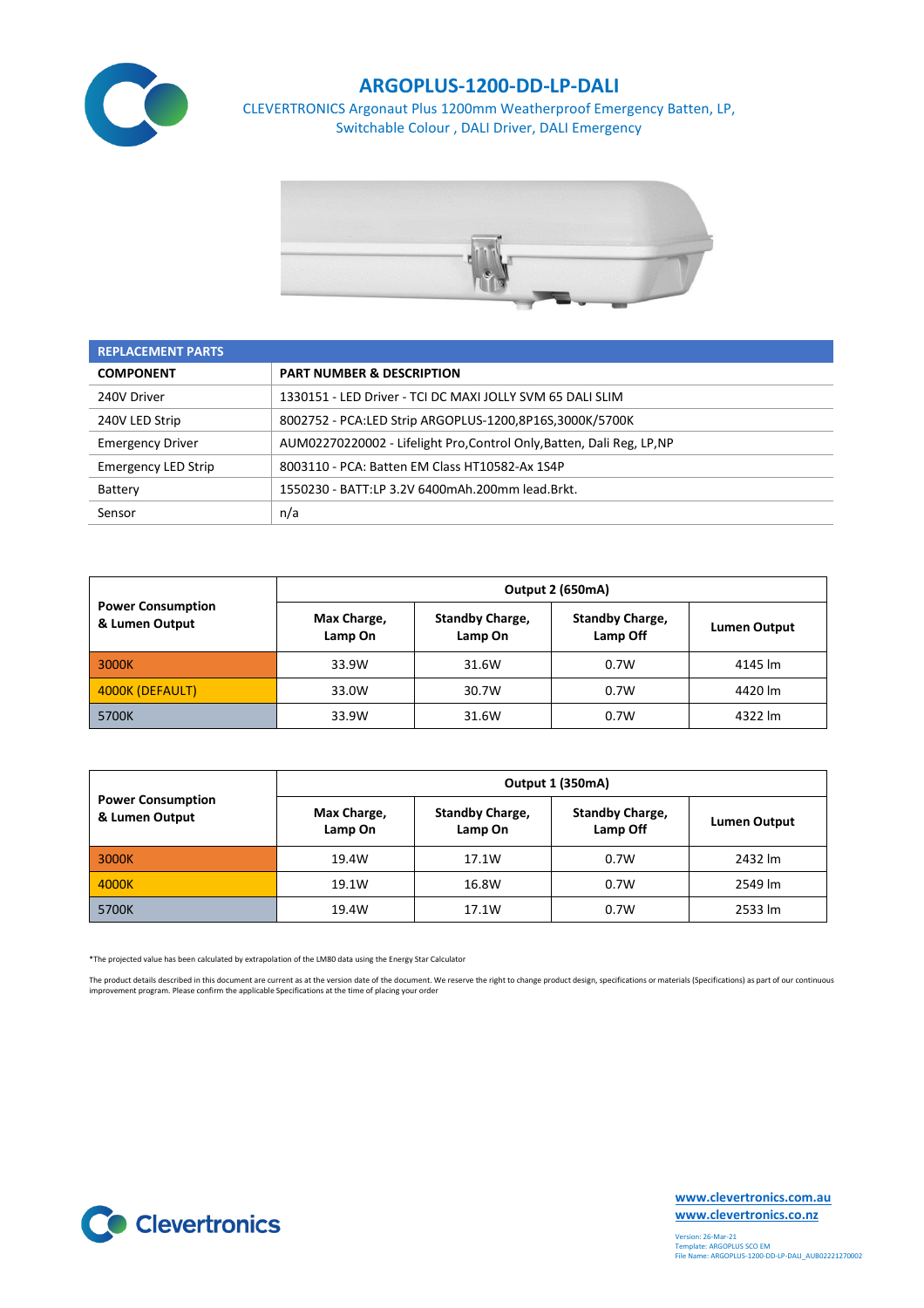# ARGOPLUS-1200-DD-LP-DALI

CLEVERTRONICS Argonaut Plus 1200mm Weatherproof Emergency Batten, LP, Switchable Colour , DALI Driver, DALI Emergency

| REPLACEMENT PARTS | |
|---|---|
| **COMPONENT** | **PART NUMBER & DESCRIPTION** |
| 240V Driver | 1330151 - LED Driver - TCI DC MAXI JOLLY SVM 65 DALI SLIM |
| 240V LED Strip | 8002752 - PCA:LED Strip ARGOPLUS-1200,8P16S,3000K/5700K |
| Emergency Driver | AUM02270220002 - Lifelight Pro,Control Only,Batten, Dali Reg, LP,NP |
| Emergency LED Strip | 8003110 - PCA: Batten EM Class HT10582-Ax 1S4P |
| Battery | 1550230 - BATT:LP 3.2V 6400mAh.200mm lead.Brkt. |
| Sensor | n/a |

| Power Consumption & Lumen Output | Output 2 (650mA) | | | |
|---|---|---|---|---|
| | **Max Charge, Lamp On** | **Standby Charge, Lamp On** | **Standby Charge, Lamp Off** | **Lumen Output** |
| 3000K | 33.9W | 31.6W | 0.7W | 4145 lm |
| 4000K (DEFAULT) | 33.0W | 30.7W | 0.7W | 4420 lm |
| 5700K | 33.9W | 31.6W | 0.7W | 4322 lm |

| Power Consumption & Lumen Output | Output 1 (350mA) | | | |
|---|---|---|---|---|
| | **Max Charge, Lamp On** | **Standby Charge, Lamp On** | **Standby Charge, Lamp Off** | **Lumen Output** |
| 3000K | 19.4W | 17.1W | 0.7W | 2432 lm |
| 4000K | 19.1W | 16.8W | 0.7W | 2549 lm |
| 5700K | 19.4W | 17.1W | 0.7W | 2533 lm |

*The projected value has been calculated by extrapolation of the LM80 data using the Energy Star Calculator

The product details described in this document are current as at the version date of the document. We reserve the right to change product design, specifications or materials (Specifications) as part of our continuous improvement program. Please confirm the applicable Specifications at the time of placing your order

Clevertronics

www.clevertronics.com.au
www.clevertronics.co.nz

Version: 26-Mar-21
Template: ARGOPLUS SCO EM
File Name: ARGOPLUS-1200-DD-LP-DALI_AUB02221270002